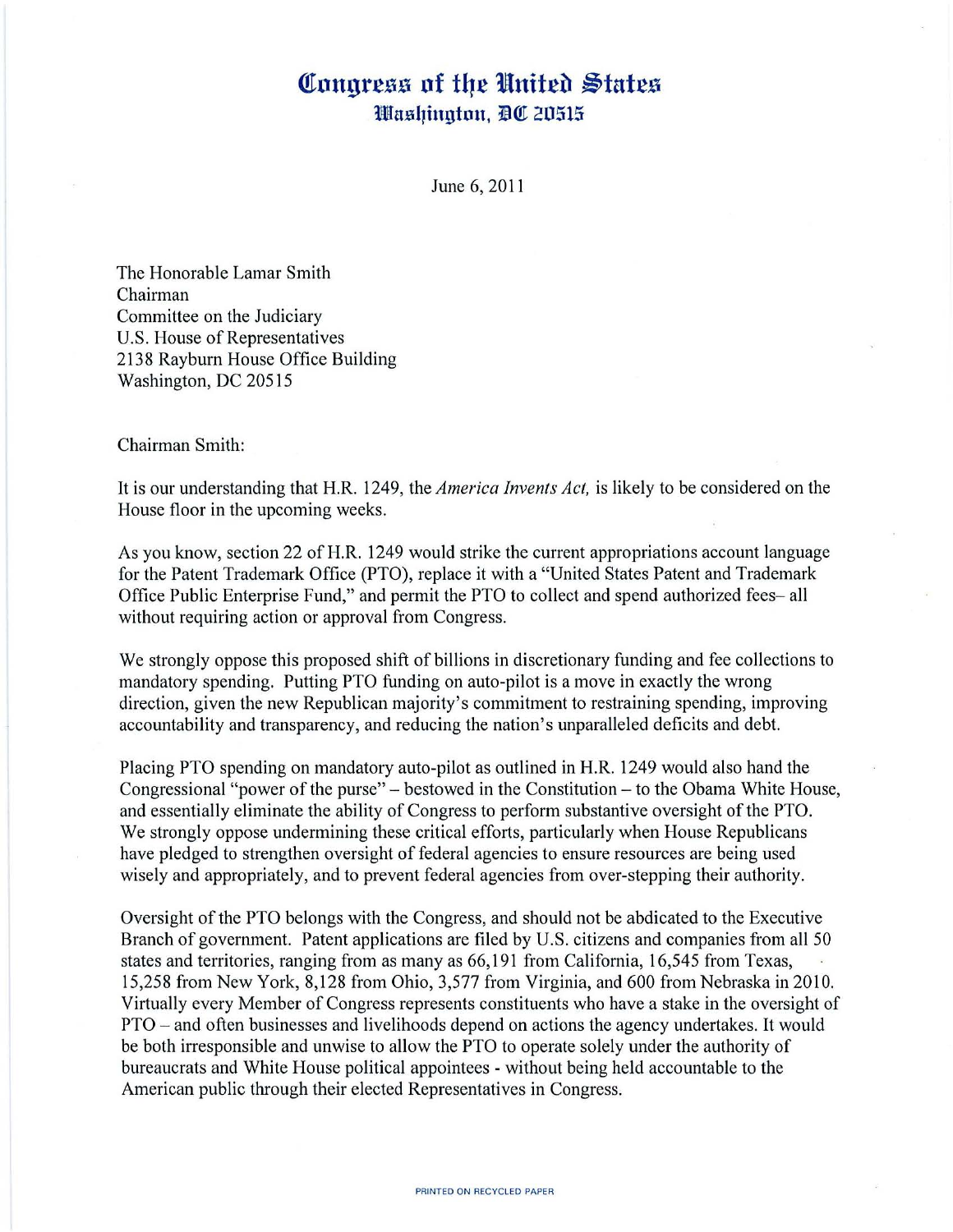# Congress of the United States
## Washington, DC 20515

June 6, 2011

The Honorable Lamar Smith
Chairman
Committee on the Judiciary
U.S. House of Representatives
2138 Rayburn House Office Building
Washington, DC 20515

Chairman Smith:

It is our understanding that H.R. 1249, the *America Invents Act,* is likely to be considered on the House floor in the upcoming weeks.

As you know, section 22 of H.R. 1249 would strike the current appropriations account language for the Patent Trademark Office (PTO), replace it with a "United States Patent and Trademark Office Public Enterprise Fund," and permit the PTO to collect and spend authorized fees– all without requiring action or approval from Congress.

We strongly oppose this proposed shift of billions in discretionary funding and fee collections to mandatory spending. Putting PTO funding on auto-pilot is a move in exactly the wrong direction, given the new Republican majority's commitment to restraining spending, improving accountability and transparency, and reducing the nation's unparalleled deficits and debt.

Placing PTO spending on mandatory auto-pilot as outlined in H.R. 1249 would also hand the Congressional "power of the purse" – bestowed in the Constitution – to the Obama White House, and essentially eliminate the ability of Congress to perform substantive oversight of the PTO. We strongly oppose undermining these critical efforts, particularly when House Republicans have pledged to strengthen oversight of federal agencies to ensure resources are being used wisely and appropriately, and to prevent federal agencies from over-stepping their authority.

Oversight of the PTO belongs with the Congress, and should not be abdicated to the Executive Branch of government. Patent applications are filed by U.S. citizens and companies from all 50 states and territories, ranging from as many as 66,191 from California, 16,545 from Texas, 15,258 from New York, 8,128 from Ohio, 3,577 from Virginia, and 600 from Nebraska in 2010. Virtually every Member of Congress represents constituents who have a stake in the oversight of PTO – and often businesses and livelihoods depend on actions the agency undertakes. It would be both irresponsible and unwise to allow the PTO to operate solely under the authority of bureaucrats and White House political appointees - without being held accountable to the American public through their elected Representatives in Congress.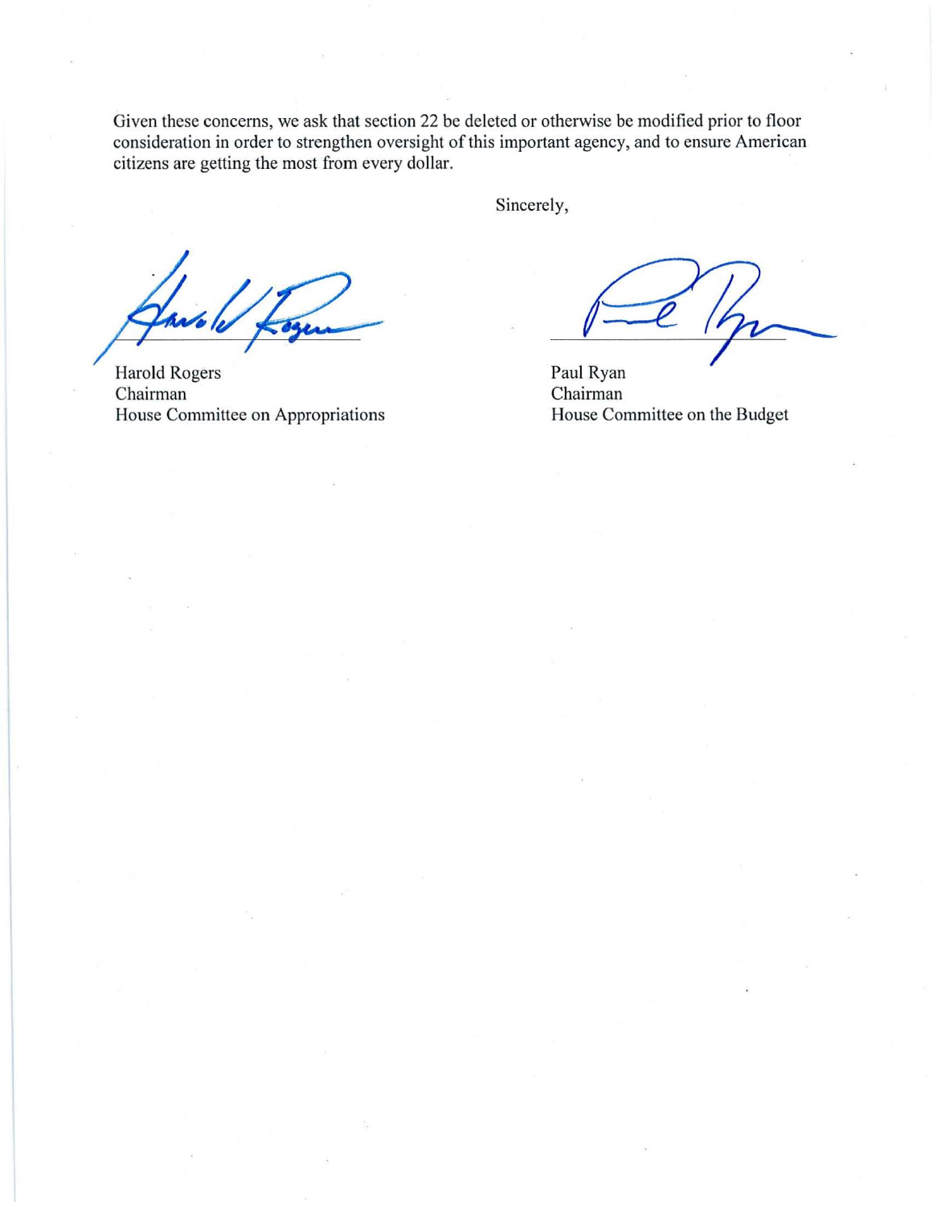Given these concerns, we ask that section 22 be deleted or otherwise be modified prior to floor consideration in order to strengthen oversight of this important agency, and to ensure American citizens are getting the most from every dollar.

Sincerely,

Harold Rogers
Chairman
House Committee on Appropriations

Paul Ryan
Chairman
House Committee on the Budget